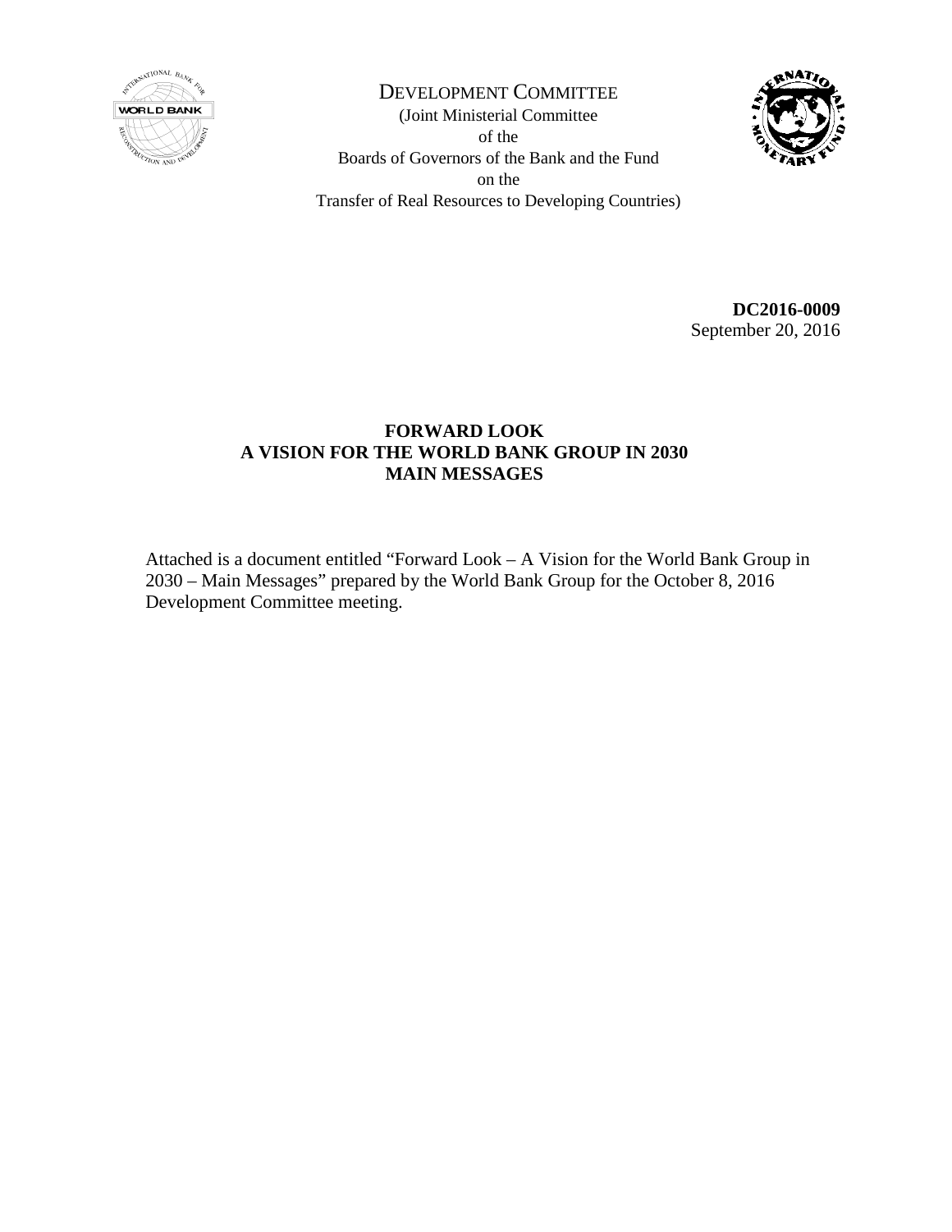DEVELOPMENT COMMITTEE

(Joint Ministerial Committee
of the
Boards of Governors of the Bank and the Fund
on the
Transfer of Real Resources to Developing Countries)

**DC2016-0009**
September 20, 2016

**FORWARD LOOK**
**A VISION FOR THE WORLD BANK GROUP IN 2030**
**MAIN MESSAGES**

Attached is a document entitled "Forward Look – A Vision for the World Bank Group in 2030 – Main Messages" prepared by the World Bank Group for the October 8, 2016 Development Committee meeting.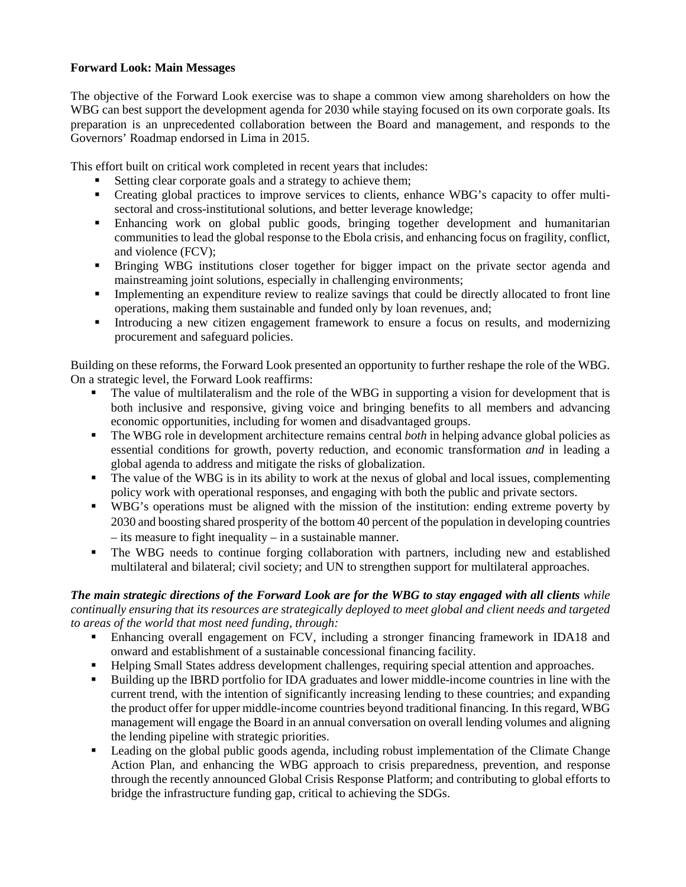**Forward Look: Main Messages**

The objective of the Forward Look exercise was to shape a common view among shareholders on how the WBG can best support the development agenda for 2030 while staying focused on its own corporate goals. Its preparation is an unprecedented collaboration between the Board and management, and responds to the Governors' Roadmap endorsed in Lima in 2015.

This effort built on critical work completed in recent years that includes:

- Setting clear corporate goals and a strategy to achieve them;
- Creating global practices to improve services to clients, enhance WBG's capacity to offer multi-sectoral and cross-institutional solutions, and better leverage knowledge;
- Enhancing work on global public goods, bringing together development and humanitarian communities to lead the global response to the Ebola crisis, and enhancing focus on fragility, conflict, and violence (FCV);
- Bringing WBG institutions closer together for bigger impact on the private sector agenda and mainstreaming joint solutions, especially in challenging environments;
- Implementing an expenditure review to realize savings that could be directly allocated to front line operations, making them sustainable and funded only by loan revenues, and;
- Introducing a new citizen engagement framework to ensure a focus on results, and modernizing procurement and safeguard policies.

Building on these reforms, the Forward Look presented an opportunity to further reshape the role of the WBG. On a strategic level, the Forward Look reaffirms:

- The value of multilateralism and the role of the WBG in supporting a vision for development that is both inclusive and responsive, giving voice and bringing benefits to all members and advancing economic opportunities, including for women and disadvantaged groups.
- The WBG role in development architecture remains central *both* in helping advance global policies as essential conditions for growth, poverty reduction, and economic transformation *and* in leading a global agenda to address and mitigate the risks of globalization.
- The value of the WBG is in its ability to work at the nexus of global and local issues, complementing policy work with operational responses, and engaging with both the public and private sectors.
- WBG's operations must be aligned with the mission of the institution: ending extreme poverty by 2030 and boosting shared prosperity of the bottom 40 percent of the population in developing countries – its measure to fight inequality – in a sustainable manner.
- The WBG needs to continue forging collaboration with partners, including new and established multilateral and bilateral; civil society; and UN to strengthen support for multilateral approaches.

***The main strategic directions of the Forward Look are for the WBG to stay engaged with all clients*** *while continually ensuring that its resources are strategically deployed to meet global and client needs and targeted to areas of the world that most need funding, through:*

- Enhancing overall engagement on FCV, including a stronger financing framework in IDA18 and onward and establishment of a sustainable concessional financing facility.
- Helping Small States address development challenges, requiring special attention and approaches.
- Building up the IBRD portfolio for IDA graduates and lower middle-income countries in line with the current trend, with the intention of significantly increasing lending to these countries; and expanding the product offer for upper middle-income countries beyond traditional financing. In this regard, WBG management will engage the Board in an annual conversation on overall lending volumes and aligning the lending pipeline with strategic priorities.
- Leading on the global public goods agenda, including robust implementation of the Climate Change Action Plan, and enhancing the WBG approach to crisis preparedness, prevention, and response through the recently announced Global Crisis Response Platform; and contributing to global efforts to bridge the infrastructure funding gap, critical to achieving the SDGs.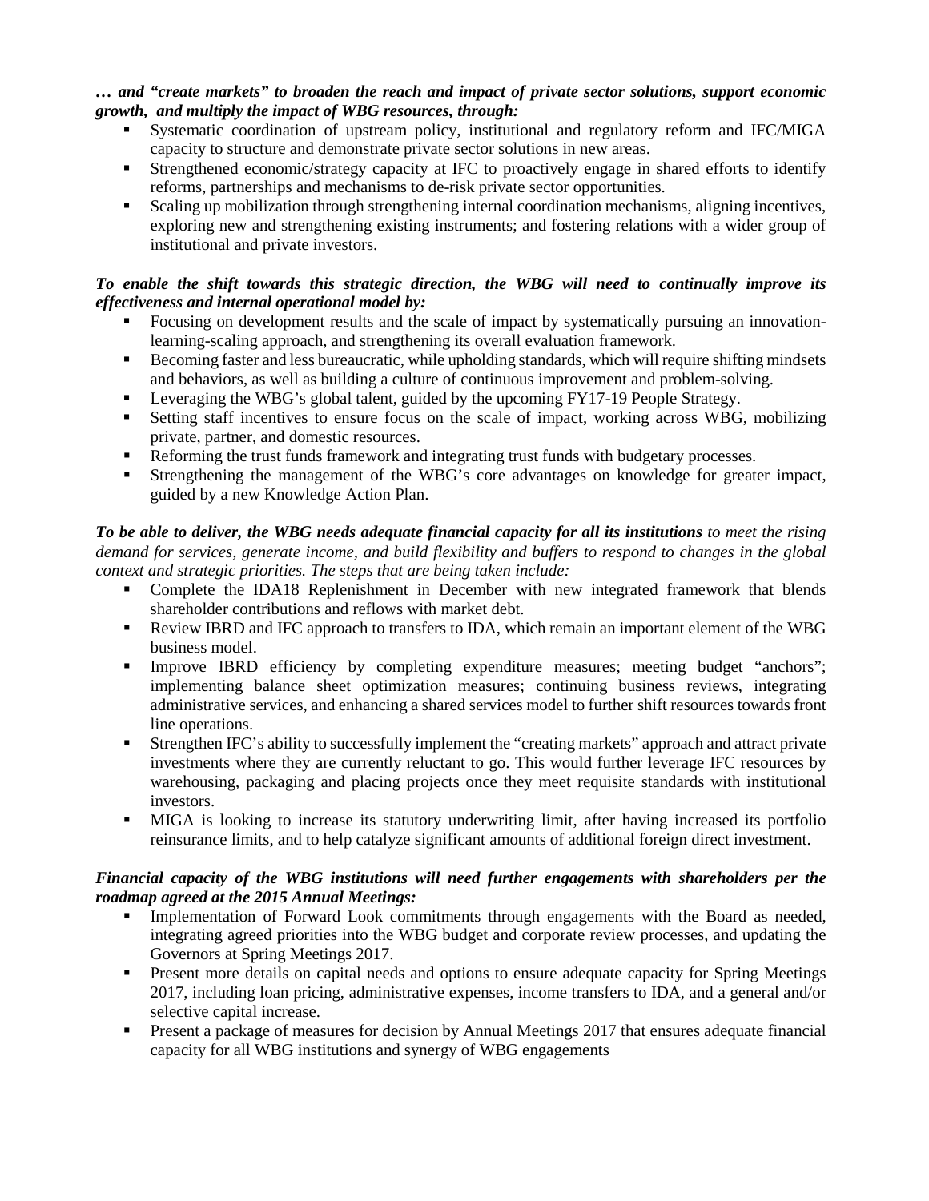***… and "create markets" to broaden the reach and impact of private sector solutions, support economic growth, and multiply the impact of WBG resources, through:***

- Systematic coordination of upstream policy, institutional and regulatory reform and IFC/MIGA capacity to structure and demonstrate private sector solutions in new areas.
- Strengthened economic/strategy capacity at IFC to proactively engage in shared efforts to identify reforms, partnerships and mechanisms to de-risk private sector opportunities.
- Scaling up mobilization through strengthening internal coordination mechanisms, aligning incentives, exploring new and strengthening existing instruments; and fostering relations with a wider group of institutional and private investors.

***To enable the shift towards this strategic direction, the WBG will need to continually improve its effectiveness and internal operational model by:***

- Focusing on development results and the scale of impact by systematically pursuing an innovation-learning-scaling approach, and strengthening its overall evaluation framework.
- Becoming faster and less bureaucratic, while upholding standards, which will require shifting mindsets and behaviors, as well as building a culture of continuous improvement and problem-solving.
- Leveraging the WBG's global talent, guided by the upcoming FY17-19 People Strategy.
- Setting staff incentives to ensure focus on the scale of impact, working across WBG, mobilizing private, partner, and domestic resources.
- Reforming the trust funds framework and integrating trust funds with budgetary processes.
- Strengthening the management of the WBG's core advantages on knowledge for greater impact, guided by a new Knowledge Action Plan.

***To be able to deliver, the WBG needs adequate financial capacity for all its institutions*** *to meet the rising demand for services, generate income, and build flexibility and buffers to respond to changes in the global context and strategic priorities. The steps that are being taken include:*

- Complete the IDA18 Replenishment in December with new integrated framework that blends shareholder contributions and reflows with market debt.
- Review IBRD and IFC approach to transfers to IDA, which remain an important element of the WBG business model.
- Improve IBRD efficiency by completing expenditure measures; meeting budget "anchors"; implementing balance sheet optimization measures; continuing business reviews, integrating administrative services, and enhancing a shared services model to further shift resources towards front line operations.
- Strengthen IFC's ability to successfully implement the "creating markets" approach and attract private investments where they are currently reluctant to go. This would further leverage IFC resources by warehousing, packaging and placing projects once they meet requisite standards with institutional investors.
- MIGA is looking to increase its statutory underwriting limit, after having increased its portfolio reinsurance limits, and to help catalyze significant amounts of additional foreign direct investment.

***Financial capacity of the WBG institutions will need further engagements with shareholders per the roadmap agreed at the 2015 Annual Meetings:***

- Implementation of Forward Look commitments through engagements with the Board as needed, integrating agreed priorities into the WBG budget and corporate review processes, and updating the Governors at Spring Meetings 2017.
- Present more details on capital needs and options to ensure adequate capacity for Spring Meetings 2017, including loan pricing, administrative expenses, income transfers to IDA, and a general and/or selective capital increase.
- Present a package of measures for decision by Annual Meetings 2017 that ensures adequate financial capacity for all WBG institutions and synergy of WBG engagements